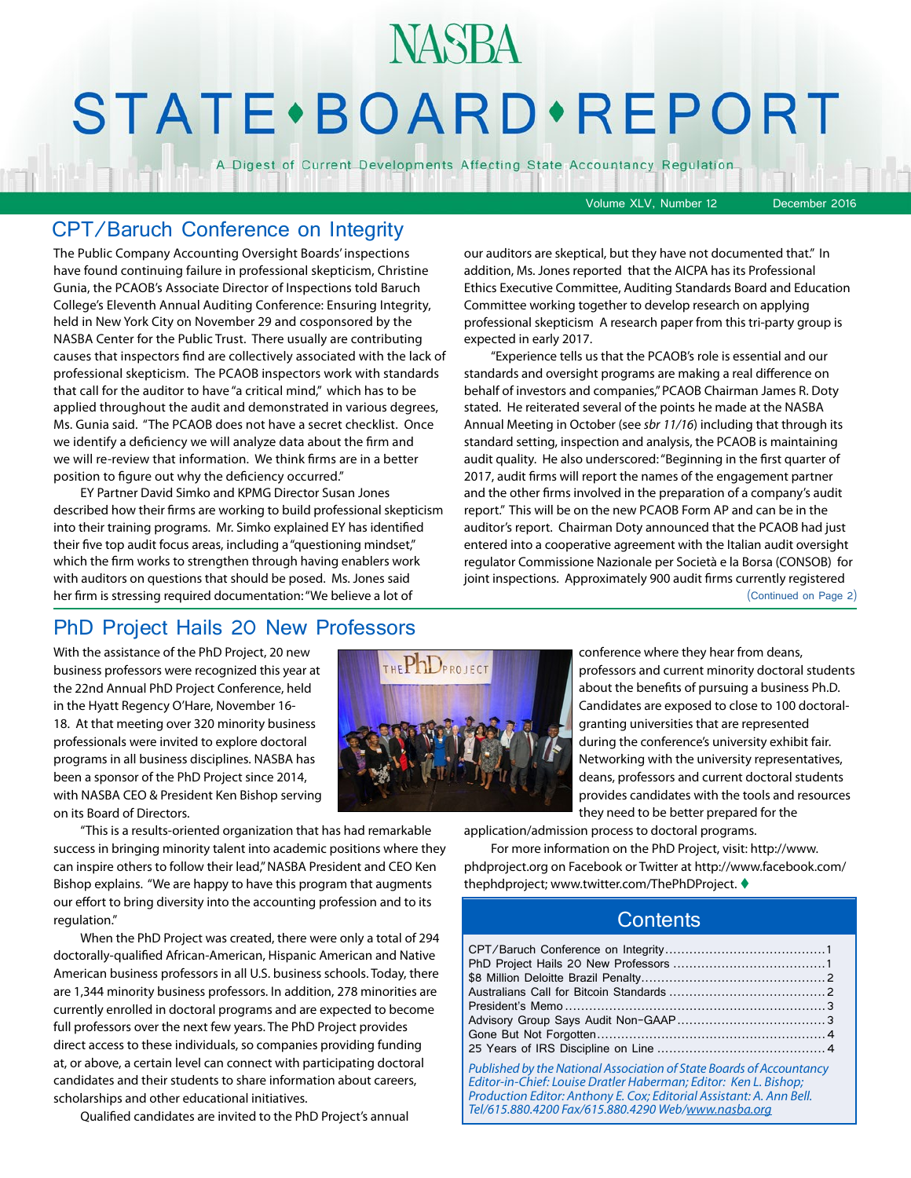# NASBA STATE • BOARD • REPORT

A Digest of Current Developments Affecting State Accountancy Regulation

Volume XLV, Number 12 — December 2016

## CPT/Baruch Conference on Integrity

The Public Company Accounting Oversight Boards' inspections have found continuing failure in professional skepticism, Christine Gunia, the PCAOB's Associate Director of Inspections told Baruch College's Eleventh Annual Auditing Conference: Ensuring Integrity, held in New York City on November 29 and cosponsored by the NASBA Center for the Public Trust. There usually are contributing causes that inspectors find are collectively associated with the lack of professional skepticism. The PCAOB inspectors work with standards that call for the auditor to have "a critical mind," which has to be applied throughout the audit and demonstrated in various degrees, Ms. Gunia said. "The PCAOB does not have a secret checklist. Once we identify a deficiency we will analyze data about the firm and we will re-review that information. We think firms are in a better position to figure out why the deficiency occurred."

EY Partner David Simko and KPMG Director Susan Jones described how their firms are working to build professional skepticism into their training programs. Mr. Simko explained EY has identified their five top audit focus areas, including a "questioning mindset," which the firm works to strengthen through having enablers work with auditors on questions that should be posed. Ms. Jones said her firm is stressing required documentation: "We believe a lot of our auditors are skeptical, but they have not documented that." In addition, Ms. Jones reported that the AICPA has its Professional Ethics Executive Committee, Auditing Standards Board and Education Committee working together to develop research on applying professional skepticism A research paper from this tri-party group is expected in early 2017.

"Experience tells us that the PCAOB's role is essential and our standards and oversight programs are making a real difference on behalf of investors and companies," PCAOB Chairman James R. Doty stated. He reiterated several of the points he made at the NASBA Annual Meeting in October (see *sbr 11/16*) including that through its standard setting, inspection and analysis, the PCAOB is maintaining audit quality. He also underscored: "Beginning in the first quarter of 2017, audit firms will report the names of the engagement partner and the other firms involved in the preparation of a company's audit report." This will be on the new PCAOB Form AP and can be in the auditor's report. Chairman Doty announced that the PCAOB had just entered into a cooperative agreement with the Italian audit oversight regulator Commissione Nazionale per Società e la Borsa (CONSOB) for joint inspections. Approximately 900 audit firms currently registered

(Continued on Page 2)

## PhD Project Hails 20 New Professors

With the assistance of the PhD Project, 20 new business professors were recognized this year at the 22nd Annual PhD Project Conference, held in the Hyatt Regency O'Hare, November 16-18. At that meeting over 320 minority business professionals were invited to explore doctoral programs in all business disciplines. NASBA has been a sponsor of the PhD Project since 2014, with NASBA CEO & President Ken Bishop serving on its Board of Directors.

"This is a results-oriented organization that has had remarkable success in bringing minority talent into academic positions where they can inspire others to follow their lead," NASBA President and CEO Ken Bishop explains. "We are happy to have this program that augments our effort to bring diversity into the accounting profession and to its regulation."

When the PhD Project was created, there were only a total of 294 doctorally-qualified African-American, Hispanic American and Native American business professors in all U.S. business schools. Today, there are 1,344 minority business professors. In addition, 278 minorities are currently enrolled in doctoral programs and are expected to become full professors over the next few years. The PhD Project provides direct access to these individuals, so companies providing funding at, or above, a certain level can connect with participating doctoral candidates and their students to share information about careers, scholarships and other educational initiatives.

Qualified candidates are invited to the PhD Project's annual conference where they hear from deans, professors and current minority doctoral students about the benefits of pursuing a business Ph.D. Candidates are exposed to close to 100 doctoral-granting universities that are represented during the conference's university exhibit fair. Networking with the university representatives, deans, professors and current doctoral students provides candidates with the tools and resources they need to be better prepared for the application/admission process to doctoral programs.

For more information on the PhD Project, visit: http://www.phdproject.org on Facebook or Twitter at http://www.facebook.com/thephdproject; www.twitter.com/ThePhDProject. ♦

## Contents

- CPT/Baruch Conference on Integrity .......... 1
- PhD Project Hails 20 New Professors .......... 1
- $8 Million Deloitte Brazil Penalty .......... 2
- Australians Call for Bitcoin Standards .......... 2
- President's Memo .......... 3
- Advisory Group Says Audit Non-GAAP .......... 3
- Gone But Not Forgotten .......... 4
- 25 Years of IRS Discipline on Line .......... 4

*Published by the National Association of State Boards of Accountancy*
*Editor-in-Chief: Louise Dratler Haberman; Editor: Ken L. Bishop;*
*Production Editor: Anthony E. Cox; Editorial Assistant: A. Ann Bell.*
*Tel/615.880.4200 Fax/615.880.4290 Web/www.nasba.org*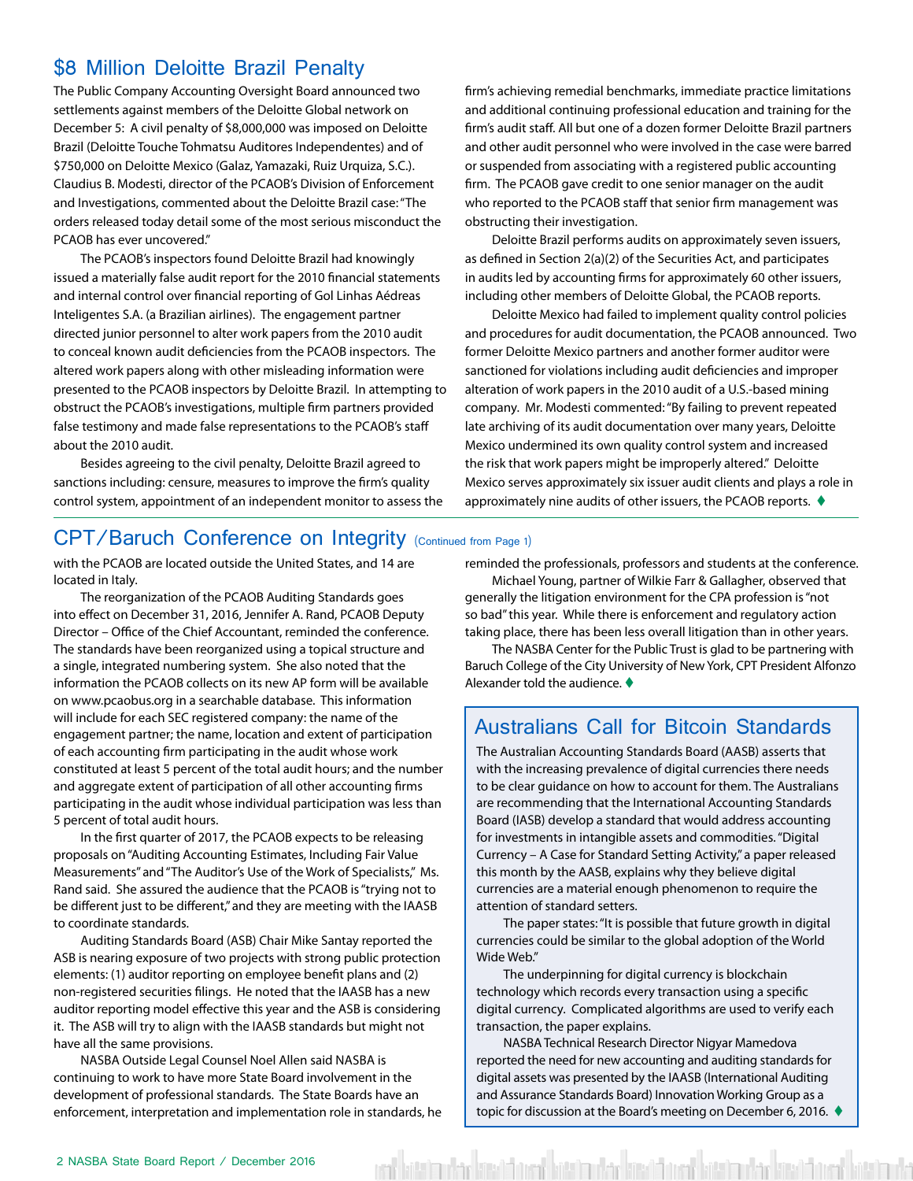## $8 Million Deloitte Brazil Penalty

The Public Company Accounting Oversight Board announced two settlements against members of the Deloitte Global network on December 5: A civil penalty of $8,000,000 was imposed on Deloitte Brazil (Deloitte Touche Tohmatsu Auditores Independentes) and of $750,000 on Deloitte Mexico (Galaz, Yamazaki, Ruiz Urquiza, S.C.). Claudius B. Modesti, director of the PCAOB's Division of Enforcement and Investigations, commented about the Deloitte Brazil case: "The orders released today detail some of the most serious misconduct the PCAOB has ever uncovered."

The PCAOB's inspectors found Deloitte Brazil had knowingly issued a materially false audit report for the 2010 financial statements and internal control over financial reporting of Gol Linhas Aédreas Inteligentes S.A. (a Brazilian airlines). The engagement partner directed junior personnel to alter work papers from the 2010 audit to conceal known audit deficiencies from the PCAOB inspectors. The altered work papers along with other misleading information were presented to the PCAOB inspectors by Deloitte Brazil. In attempting to obstruct the PCAOB's investigations, multiple firm partners provided false testimony and made false representations to the PCAOB's staff about the 2010 audit.

Besides agreeing to the civil penalty, Deloitte Brazil agreed to sanctions including: censure, measures to improve the firm's quality control system, appointment of an independent monitor to assess the firm's achieving remedial benchmarks, immediate practice limitations and additional continuing professional education and training for the firm's audit staff. All but one of a dozen former Deloitte Brazil partners and other audit personnel who were involved in the case were barred or suspended from associating with a registered public accounting firm. The PCAOB gave credit to one senior manager on the audit who reported to the PCAOB staff that senior firm management was obstructing their investigation.

Deloitte Brazil performs audits on approximately seven issuers, as defined in Section 2(a)(2) of the Securities Act, and participates in audits led by accounting firms for approximately 60 other issuers, including other members of Deloitte Global, the PCAOB reports.

Deloitte Mexico had failed to implement quality control policies and procedures for audit documentation, the PCAOB announced. Two former Deloitte Mexico partners and another former auditor were sanctioned for violations including audit deficiencies and improper alteration of work papers in the 2010 audit of a U.S.-based mining company. Mr. Modesti commented: "By failing to prevent repeated late archiving of its audit documentation over many years, Deloitte Mexico undermined its own quality control system and increased the risk that work papers might be improperly altered." Deloitte Mexico serves approximately six issuer audit clients and plays a role in approximately nine audits of other issuers, the PCAOB reports. ♦

## CPT/Baruch Conference on Integrity (Continued from Page 1)

with the PCAOB are located outside the United States, and 14 are located in Italy.

The reorganization of the PCAOB Auditing Standards goes into effect on December 31, 2016, Jennifer A. Rand, PCAOB Deputy Director – Office of the Chief Accountant, reminded the conference. The standards have been reorganized using a topical structure and a single, integrated numbering system. She also noted that the information the PCAOB collects on its new AP form will be available on www.pcaobus.org in a searchable database. This information will include for each SEC registered company: the name of the engagement partner; the name, location and extent of participation of each accounting firm participating in the audit whose work constituted at least 5 percent of the total audit hours; and the number and aggregate extent of participation of all other accounting firms participating in the audit whose individual participation was less than 5 percent of total audit hours.

In the first quarter of 2017, the PCAOB expects to be releasing proposals on "Auditing Accounting Estimates, Including Fair Value Measurements" and "The Auditor's Use of the Work of Specialists," Ms. Rand said. She assured the audience that the PCAOB is "trying not to be different just to be different," and they are meeting with the IAASB to coordinate standards.

Auditing Standards Board (ASB) Chair Mike Santay reported the ASB is nearing exposure of two projects with strong public protection elements: (1) auditor reporting on employee benefit plans and (2) non-registered securities filings. He noted that the IAASB has a new auditor reporting model effective this year and the ASB is considering it. The ASB will try to align with the IAASB standards but might not have all the same provisions.

NASBA Outside Legal Counsel Noel Allen said NASBA is continuing to work to have more State Board involvement in the development of professional standards. The State Boards have an enforcement, interpretation and implementation role in standards, he reminded the professionals, professors and students at the conference.

Michael Young, partner of Wilkie Farr & Gallagher, observed that generally the litigation environment for the CPA profession is "not so bad" this year. While there is enforcement and regulatory action taking place, there has been less overall litigation than in other years.

The NASBA Center for the Public Trust is glad to be partnering with Baruch College of the City University of New York, CPT President Alfonzo Alexander told the audience. ♦

## Australians Call for Bitcoin Standards

The Australian Accounting Standards Board (AASB) asserts that with the increasing prevalence of digital currencies there needs to be clear guidance on how to account for them. The Australians are recommending that the International Accounting Standards Board (IASB) develop a standard that would address accounting for investments in intangible assets and commodities. "Digital Currency – A Case for Standard Setting Activity," a paper released this month by the AASB, explains why they believe digital currencies are a material enough phenomenon to require the attention of standard setters.

The paper states: "It is possible that future growth in digital currencies could be similar to the global adoption of the World Wide Web."

The underpinning for digital currency is blockchain technology which records every transaction using a specific digital currency. Complicated algorithms are used to verify each transaction, the paper explains.

NASBA Technical Research Director Nigyar Mamedova reported the need for new accounting and auditing standards for digital assets was presented by the IAASB (International Auditing and Assurance Standards Board) Innovation Working Group as a topic for discussion at the Board's meeting on December 6, 2016. ♦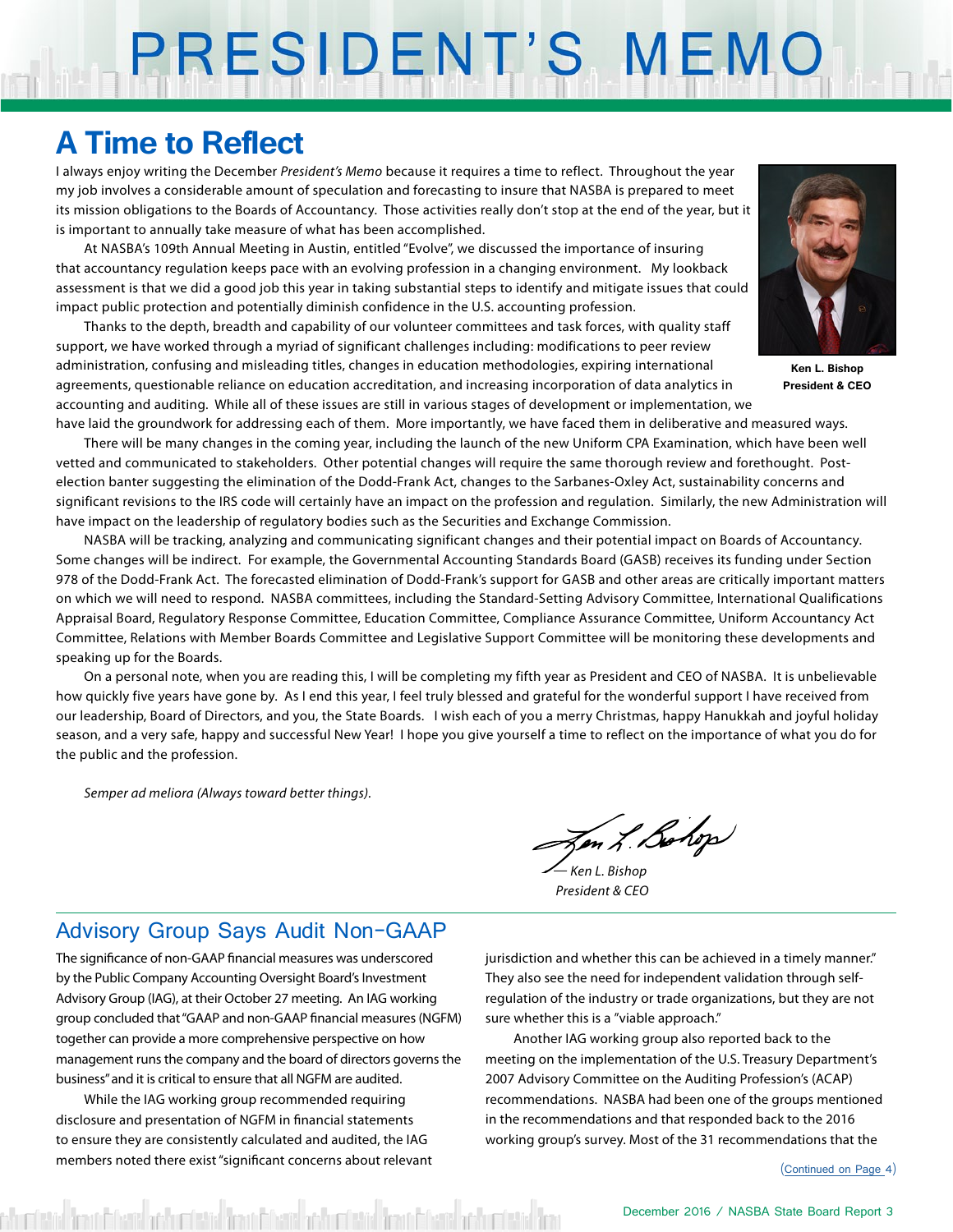# PRESIDENT'S MEMO

## A Time to Reflect

I always enjoy writing the December *President's Memo* because it requires a time to reflect. Throughout the year my job involves a considerable amount of speculation and forecasting to insure that NASBA is prepared to meet its mission obligations to the Boards of Accountancy. Those activities really don't stop at the end of the year, but it is important to annually take measure of what has been accomplished.

At NASBA's 109th Annual Meeting in Austin, entitled "Evolve", we discussed the importance of insuring that accountancy regulation keeps pace with an evolving profession in a changing environment. My lookback assessment is that we did a good job this year in taking substantial steps to identify and mitigate issues that could impact public protection and potentially diminish confidence in the U.S. accounting profession.

Ken L. Bishop
President & CEO

Thanks to the depth, breadth and capability of our volunteer committees and task forces, with quality staff support, we have worked through a myriad of significant challenges including: modifications to peer review administration, confusing and misleading titles, changes in education methodologies, expiring international agreements, questionable reliance on education accreditation, and increasing incorporation of data analytics in accounting and auditing. While all of these issues are still in various stages of development or implementation, we have laid the groundwork for addressing each of them. More importantly, we have faced them in deliberative and measured ways.

There will be many changes in the coming year, including the launch of the new Uniform CPA Examination, which have been well vetted and communicated to stakeholders. Other potential changes will require the same thorough review and forethought. Post-election banter suggesting the elimination of the Dodd-Frank Act, changes to the Sarbanes-Oxley Act, sustainability concerns and significant revisions to the IRS code will certainly have an impact on the profession and regulation. Similarly, the new Administration will have impact on the leadership of regulatory bodies such as the Securities and Exchange Commission.

NASBA will be tracking, analyzing and communicating significant changes and their potential impact on Boards of Accountancy. Some changes will be indirect. For example, the Governmental Accounting Standards Board (GASB) receives its funding under Section 978 of the Dodd-Frank Act. The forecasted elimination of Dodd-Frank's support for GASB and other areas are critically important matters on which we will need to respond. NASBA committees, including the Standard-Setting Advisory Committee, International Qualifications Appraisal Board, Regulatory Response Committee, Education Committee, Compliance Assurance Committee, Uniform Accountancy Act Committee, Relations with Member Boards Committee and Legislative Support Committee will be monitoring these developments and speaking up for the Boards.

On a personal note, when you are reading this, I will be completing my fifth year as President and CEO of NASBA. It is unbelievable how quickly five years have gone by. As I end this year, I feel truly blessed and grateful for the wonderful support I have received from our leadership, Board of Directors, and you, the State Boards. I wish each of you a merry Christmas, happy Hanukkah and joyful holiday season, and a very safe, happy and successful New Year! I hope you give yourself a time to reflect on the importance of what you do for the public and the profession.

*Semper ad meliora (Always toward better things).*

*— Ken L. Bishop*
*President & CEO*

## Advisory Group Says Audit Non-GAAP

The significance of non-GAAP financial measures was underscored by the Public Company Accounting Oversight Board's Investment Advisory Group (IAG), at their October 27 meeting. An IAG working group concluded that "GAAP and non-GAAP financial measures (NGFM) together can provide a more comprehensive perspective on how management runs the company and the board of directors governs the business" and it is critical to ensure that all NGFM are audited.

While the IAG working group recommended requiring disclosure and presentation of NGFM in financial statements to ensure they are consistently calculated and audited, the IAG members noted there exist "significant concerns about relevant jurisdiction and whether this can be achieved in a timely manner." They also see the need for independent validation through self-regulation of the industry or trade organizations, but they are not sure whether this is a "viable approach."

Another IAG working group also reported back to the meeting on the implementation of the U.S. Treasury Department's 2007 Advisory Committee on the Auditing Profession's (ACAP) recommendations. NASBA had been one of the groups mentioned in the recommendations and that responded back to the 2016 working group's survey. Most of the 31 recommendations that the

(Continued on Page 4)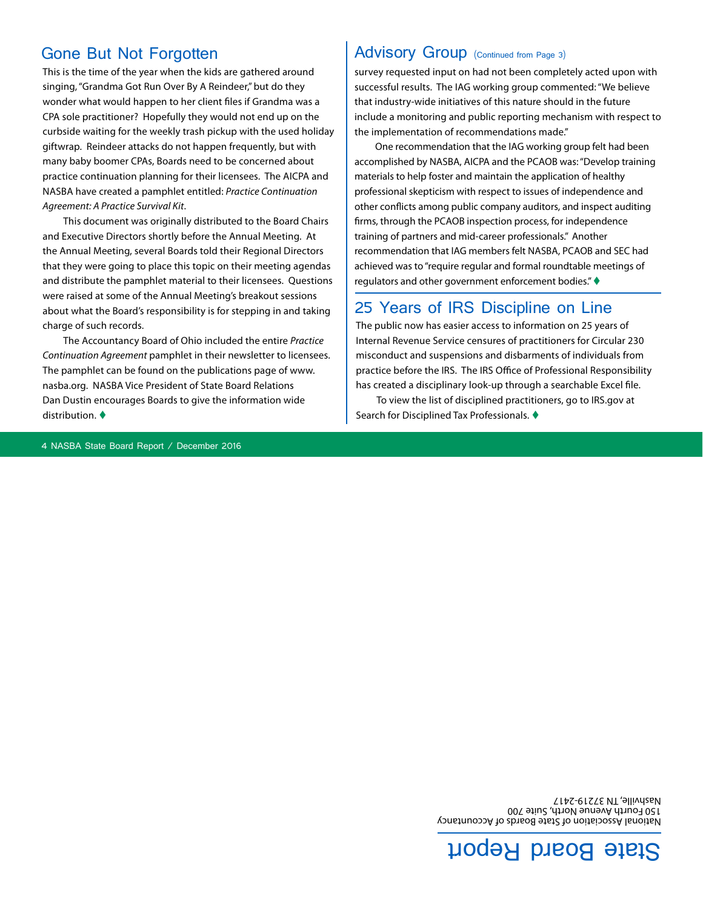## Gone But Not Forgotten

This is the time of the year when the kids are gathered around singing, "Grandma Got Run Over By A Reindeer," but do they wonder what would happen to her client files if Grandma was a CPA sole practitioner? Hopefully they would not end up on the curbside waiting for the weekly trash pickup with the used holiday giftwrap. Reindeer attacks do not happen frequently, but with many baby boomer CPAs, Boards need to be concerned about practice continuation planning for their licensees. The AICPA and NASBA have created a pamphlet entitled: *Practice Continuation Agreement: A Practice Survival Kit*.

This document was originally distributed to the Board Chairs and Executive Directors shortly before the Annual Meeting. At the Annual Meeting, several Boards told their Regional Directors that they were going to place this topic on their meeting agendas and distribute the pamphlet material to their licensees. Questions were raised at some of the Annual Meeting's breakout sessions about what the Board's responsibility is for stepping in and taking charge of such records.

The Accountancy Board of Ohio included the entire *Practice Continuation Agreement* pamphlet in their newsletter to licensees. The pamphlet can be found on the publications page of www.nasba.org. NASBA Vice President of State Board Relations Dan Dustin encourages Boards to give the information wide distribution. ♦

## Advisory Group (Continued from Page 3)

survey requested input on had not been completely acted upon with successful results. The IAG working group commented: "We believe that industry-wide initiatives of this nature should in the future include a monitoring and public reporting mechanism with respect to the implementation of recommendations made."

One recommendation that the IAG working group felt had been accomplished by NASBA, AICPA and the PCAOB was: "Develop training materials to help foster and maintain the application of healthy professional skepticism with respect to issues of independence and other conflicts among public company auditors, and inspect auditing firms, through the PCAOB inspection process, for independence training of partners and mid-career professionals." Another recommendation that IAG members felt NASBA, PCAOB and SEC had achieved was to "require regular and formal roundtable meetings of regulators and other government enforcement bodies." ♦

## 25 Years of IRS Discipline on Line

The public now has easier access to information on 25 years of Internal Revenue Service censures of practitioners for Circular 230 misconduct and suspensions and disbarments of individuals from practice before the IRS. The IRS Office of Professional Responsibility has created a disciplinary look-up through a searchable Excel file.

To view the list of disciplined practitioners, go to IRS.gov at Search for Disciplined Tax Professionals. ♦

State Board Report

National Association of State Boards of Accountancy
150 Fourth Avenue North, Suite 700
Nashville, TN 37219-2417